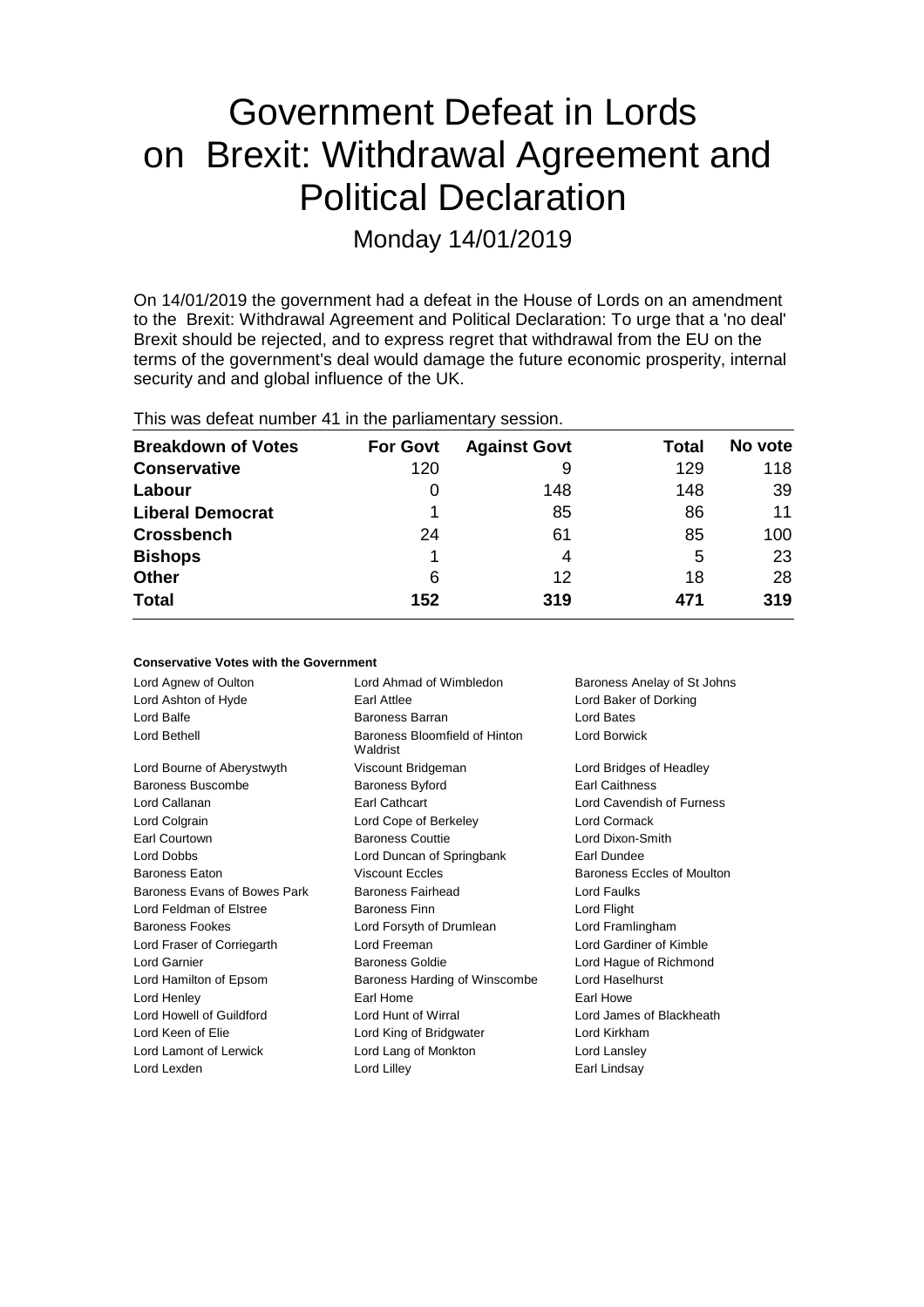# Government Defeat in Lords on Brexit: Withdrawal Agreement and Political Declaration

Monday 14/01/2019

On 14/01/2019 the government had a defeat in the House of Lords on an amendment to the Brexit: Withdrawal Agreement and Political Declaration: To urge that a 'no deal' Brexit should be rejected, and to express regret that withdrawal from the EU on the terms of the government's deal would damage the future economic prosperity, internal security and and global influence of the UK.

This was defeat number 41 in the parliamentary session.

| Breakdown of Votes | For Govt | Against Govt | Total | No vote |
|---|---|---|---|---|
| **Conservative** | 120 | 9 | 129 | 118 |
| **Labour** | 0 | 148 | 148 | 39 |
| **Liberal Democrat** | 1 | 85 | 86 | 11 |
| **Crossbench** | 24 | 61 | 85 | 100 |
| **Bishops** | 1 | 4 | 5 | 23 |
| **Other** | 6 | 12 | 18 | 28 |
| **Total** | **152** | **319** | **471** | **319** |

#### Conservative Votes with the Government

| | | |
|---|---|---|
| Lord Agnew of Oulton | Lord Ahmad of Wimbledon | Baroness Anelay of St Johns |
| Lord Ashton of Hyde | Earl Attlee | Lord Baker of Dorking |
| Lord Balfe | Baroness Barran | Lord Bates |
| Lord Bethell | Baroness Bloomfield of Hinton Waldrist | Lord Borwick |
| Lord Bourne of Aberystwyth | Viscount Bridgeman | Lord Bridges of Headley |
| Baroness Buscombe | Baroness Byford | Earl Caithness |
| Lord Callanan | Earl Cathcart | Lord Cavendish of Furness |
| Lord Colgrain | Lord Cope of Berkeley | Lord Cormack |
| Earl Courtown | Baroness Couttie | Lord Dixon-Smith |
| Lord Dobbs | Lord Duncan of Springbank | Earl Dundee |
| Baroness Eaton | Viscount Eccles | Baroness Eccles of Moulton |
| Baroness Evans of Bowes Park | Baroness Fairhead | Lord Faulks |
| Lord Feldman of Elstree | Baroness Finn | Lord Flight |
| Baroness Fookes | Lord Forsyth of Drumlean | Lord Framlingham |
| Lord Fraser of Corriegarth | Lord Freeman | Lord Gardiner of Kimble |
| Lord Garnier | Baroness Goldie | Lord Hague of Richmond |
| Lord Hamilton of Epsom | Baroness Harding of Winscombe | Lord Haselhurst |
| Lord Henley | Earl Home | Earl Howe |
| Lord Howell of Guildford | Lord Hunt of Wirral | Lord James of Blackheath |
| Lord Keen of Elie | Lord King of Bridgwater | Lord Kirkham |
| Lord Lamont of Lerwick | Lord Lang of Monkton | Lord Lansley |
| Lord Lexden | Lord Lilley | Earl Lindsay |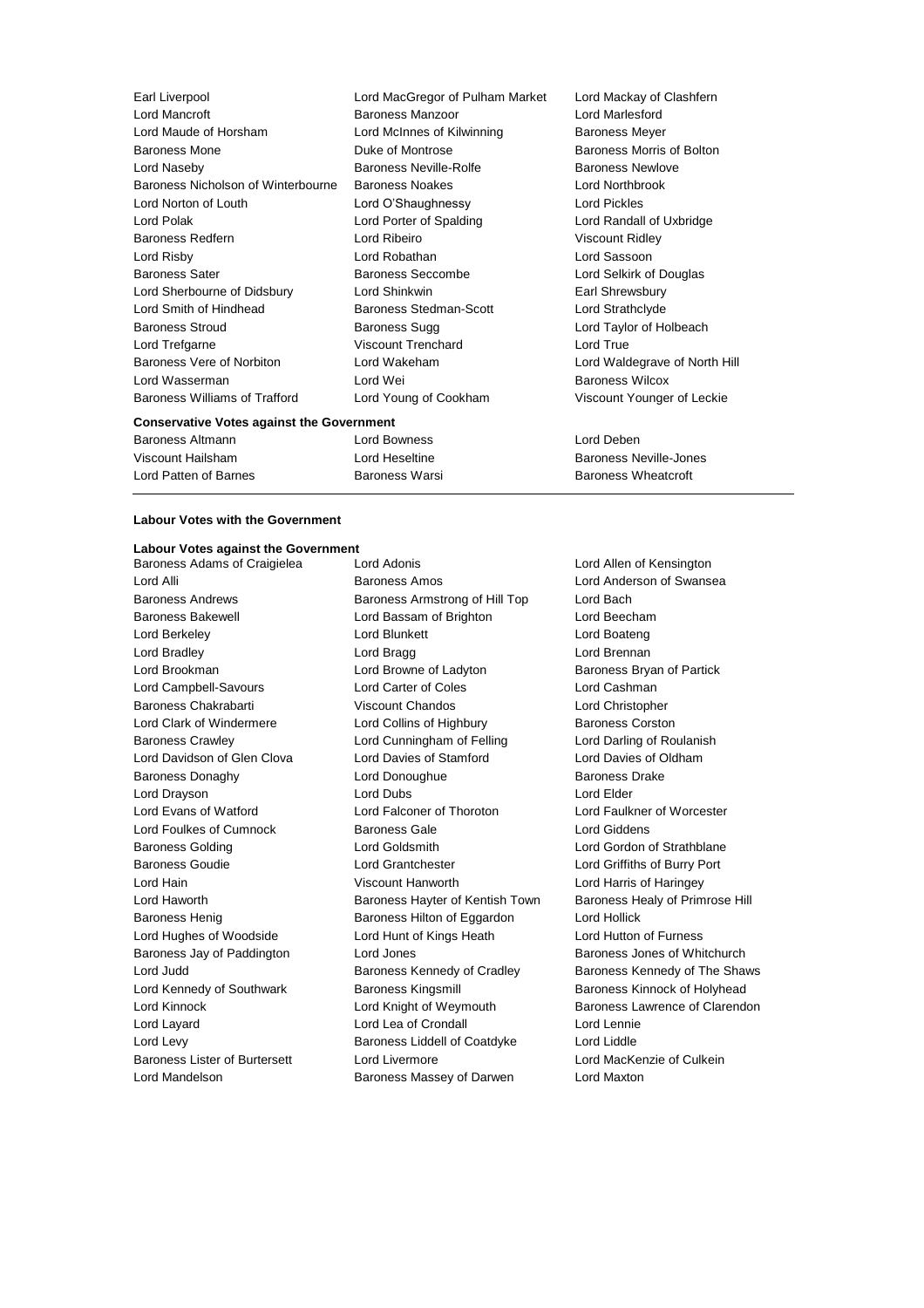Earl Liverpool
Lord MacGregor of Pulham Market
Lord Mackay of Clashfern
Lord Mancroft
Baroness Manzoor
Lord Marlesford
Lord Maude of Horsham
Lord McInnes of Kilwinning
Baroness Meyer
Baroness Mone
Duke of Montrose
Baroness Morris of Bolton
Lord Naseby
Baroness Neville-Rolfe
Baroness Newlove
Baroness Nicholson of Winterbourne
Baroness Noakes
Lord Northbrook
Lord Norton of Louth
Lord O'Shaughnessy
Lord Pickles
Lord Polak
Lord Porter of Spalding
Lord Randall of Uxbridge
Baroness Redfern
Lord Ribeiro
Viscount Ridley
Lord Risby
Lord Robathan
Lord Sassoon
Baroness Sater
Baroness Seccombe
Lord Selkirk of Douglas
Lord Sherbourne of Didsbury
Lord Shinkwin
Earl Shrewsbury
Lord Smith of Hindhead
Baroness Stedman-Scott
Lord Strathclyde
Baroness Stroud
Baroness Sugg
Lord Taylor of Holbeach
Lord Trefgarne
Viscount Trenchard
Lord True
Baroness Vere of Norbiton
Lord Wakeham
Lord Waldegrave of North Hill
Lord Wasserman
Lord Wei
Baroness Wilcox
Baroness Williams of Trafford
Lord Young of Cookham
Viscount Younger of Leckie

**Conservative Votes against the Government**

Baroness Altmann
Lord Bowness
Lord Deben
Viscount Hailsham
Lord Heseltine
Baroness Neville-Jones
Lord Patten of Barnes
Baroness Warsi
Baroness Wheatcroft

**Labour Votes with the Government**

**Labour Votes against the Government**

Baroness Adams of Craigielea
Lord Adonis
Lord Allen of Kensington
Lord Alli
Baroness Amos
Lord Anderson of Swansea
Baroness Andrews
Baroness Armstrong of Hill Top
Lord Bach
Baroness Bakewell
Lord Bassam of Brighton
Lord Beecham
Lord Berkeley
Lord Blunkett
Lord Boateng
Lord Bradley
Lord Bragg
Lord Brennan
Lord Brookman
Lord Browne of Ladyton
Baroness Bryan of Partick
Lord Campbell-Savours
Lord Carter of Coles
Lord Cashman
Baroness Chakrabarti
Viscount Chandos
Lord Christopher
Lord Clark of Windermere
Lord Collins of Highbury
Baroness Corston
Baroness Crawley
Lord Cunningham of Felling
Lord Darling of Roulanish
Lord Davidson of Glen Clova
Lord Davies of Stamford
Lord Davies of Oldham
Baroness Donaghy
Lord Donoughue
Baroness Drake
Lord Drayson
Lord Dubs
Lord Elder
Lord Evans of Watford
Lord Falconer of Thoroton
Lord Faulkner of Worcester
Lord Foulkes of Cumnock
Baroness Gale
Lord Giddens
Baroness Golding
Lord Goldsmith
Lord Gordon of Strathblane
Baroness Goudie
Lord Grantchester
Lord Griffiths of Burry Port
Lord Hain
Viscount Hanworth
Lord Harris of Haringey
Lord Haworth
Baroness Hayter of Kentish Town
Baroness Healy of Primrose Hill
Baroness Henig
Baroness Hilton of Eggardon
Lord Hollick
Lord Hughes of Woodside
Lord Hunt of Kings Heath
Lord Hutton of Furness
Baroness Jay of Paddington
Lord Jones
Baroness Jones of Whitchurch
Lord Judd
Baroness Kennedy of Cradley
Baroness Kennedy of The Shaws
Lord Kennedy of Southwark
Baroness Kingsmill
Baroness Kinnock of Holyhead
Lord Kinnock
Lord Knight of Weymouth
Baroness Lawrence of Clarendon
Lord Layard
Lord Lea of Crondall
Lord Lennie
Lord Levy
Baroness Liddell of Coatdyke
Lord Liddle
Baroness Lister of Burtersett
Lord Livermore
Lord MacKenzie of Culkein
Lord Mandelson
Baroness Massey of Darwen
Lord Maxton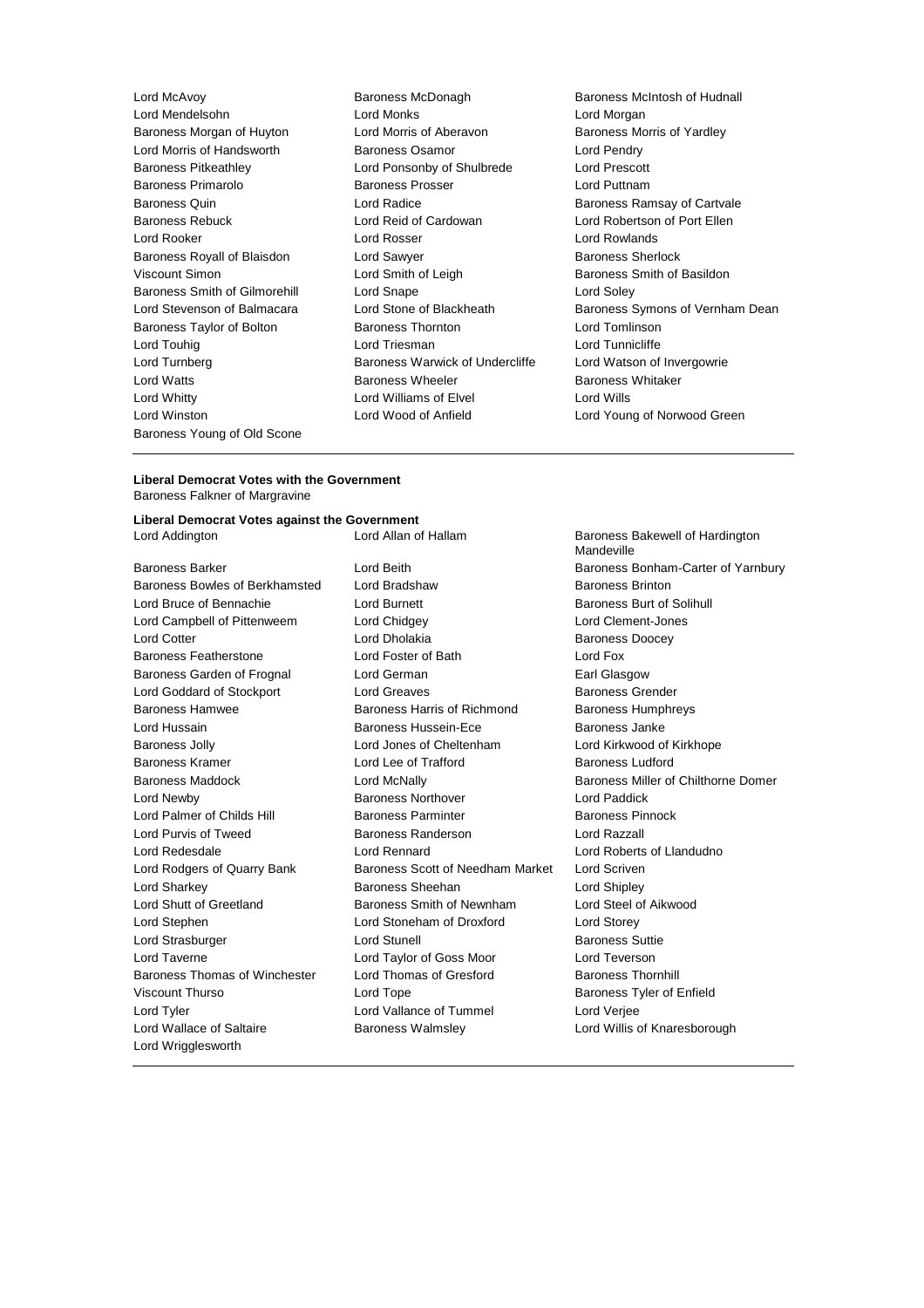Lord McAvoy
Baroness McDonagh
Baroness McIntosh of Hudnall
Lord Mendelsohn
Lord Monks
Lord Morgan
Baroness Morgan of Huyton
Lord Morris of Aberavon
Baroness Morris of Yardley
Lord Morris of Handsworth
Baroness Osamor
Lord Pendry
Baroness Pitkeathley
Lord Ponsonby of Shulbrede
Lord Prescott
Baroness Primarolo
Baroness Prosser
Lord Puttnam
Baroness Quin
Lord Radice
Baroness Ramsay of Cartvale
Baroness Rebuck
Lord Reid of Cardowan
Lord Robertson of Port Ellen
Lord Rooker
Lord Rosser
Lord Rowlands
Baroness Royall of Blaisdon
Lord Sawyer
Baroness Sherlock
Viscount Simon
Lord Smith of Leigh
Baroness Smith of Basildon
Baroness Smith of Gilmorehill
Lord Snape
Lord Soley
Lord Stevenson of Balmacara
Lord Stone of Blackheath
Baroness Symons of Vernham Dean
Baroness Taylor of Bolton
Baroness Thornton
Lord Tomlinson
Lord Touhig
Lord Triesman
Lord Tunnicliffe
Lord Turnberg
Baroness Warwick of Undercliffe
Lord Watson of Invergowrie
Lord Watts
Baroness Wheeler
Baroness Whitaker
Lord Whitty
Lord Williams of Elvel
Lord Wills
Lord Winston
Lord Wood of Anfield
Lord Young of Norwood Green
Baroness Young of Old Scone

---

**Liberal Democrat Votes with the Government**

Baroness Falkner of Margravine

---

**Liberal Democrat Votes against the Government**

Lord Addington
Lord Allan of Hallam
Baroness Bakewell of Hardington Mandeville
Baroness Barker
Lord Beith
Baroness Bonham-Carter of Yarnbury
Baroness Bowles of Berkhamsted
Lord Bradshaw
Baroness Brinton
Lord Bruce of Bennachie
Lord Burnett
Baroness Burt of Solihull
Lord Campbell of Pittenweem
Lord Chidgey
Lord Clement-Jones
Lord Cotter
Lord Dholakia
Baroness Doocey
Baroness Featherstone
Lord Foster of Bath
Lord Fox
Baroness Garden of Frognal
Lord German
Earl Glasgow
Lord Goddard of Stockport
Lord Greaves
Baroness Grender
Baroness Hamwee
Baroness Harris of Richmond
Baroness Humphreys
Lord Hussain
Baroness Hussein-Ece
Baroness Janke
Baroness Jolly
Lord Jones of Cheltenham
Lord Kirkwood of Kirkhope
Baroness Kramer
Lord Lee of Trafford
Baroness Ludford
Baroness Maddock
Lord McNally
Baroness Miller of Chilthorne Domer
Lord Newby
Baroness Northover
Lord Paddick
Lord Palmer of Childs Hill
Baroness Parminter
Baroness Pinnock
Lord Purvis of Tweed
Baroness Randerson
Lord Razzall
Lord Redesdale
Lord Rennard
Lord Roberts of Llandudno
Lord Rodgers of Quarry Bank
Baroness Scott of Needham Market
Lord Scriven
Lord Sharkey
Baroness Sheehan
Lord Shipley
Lord Shutt of Greetland
Baroness Smith of Newnham
Lord Steel of Aikwood
Lord Stephen
Lord Stoneham of Droxford
Lord Storey
Lord Strasburger
Lord Stunell
Baroness Suttie
Lord Taverne
Lord Taylor of Goss Moor
Lord Teverson
Baroness Thomas of Winchester
Lord Thomas of Gresford
Baroness Thornhill
Viscount Thurso
Lord Tope
Baroness Tyler of Enfield
Lord Tyler
Lord Vallance of Tummel
Lord Verjee
Lord Wallace of Saltaire
Baroness Walmsley
Lord Willis of Knaresborough
Lord Wrigglesworth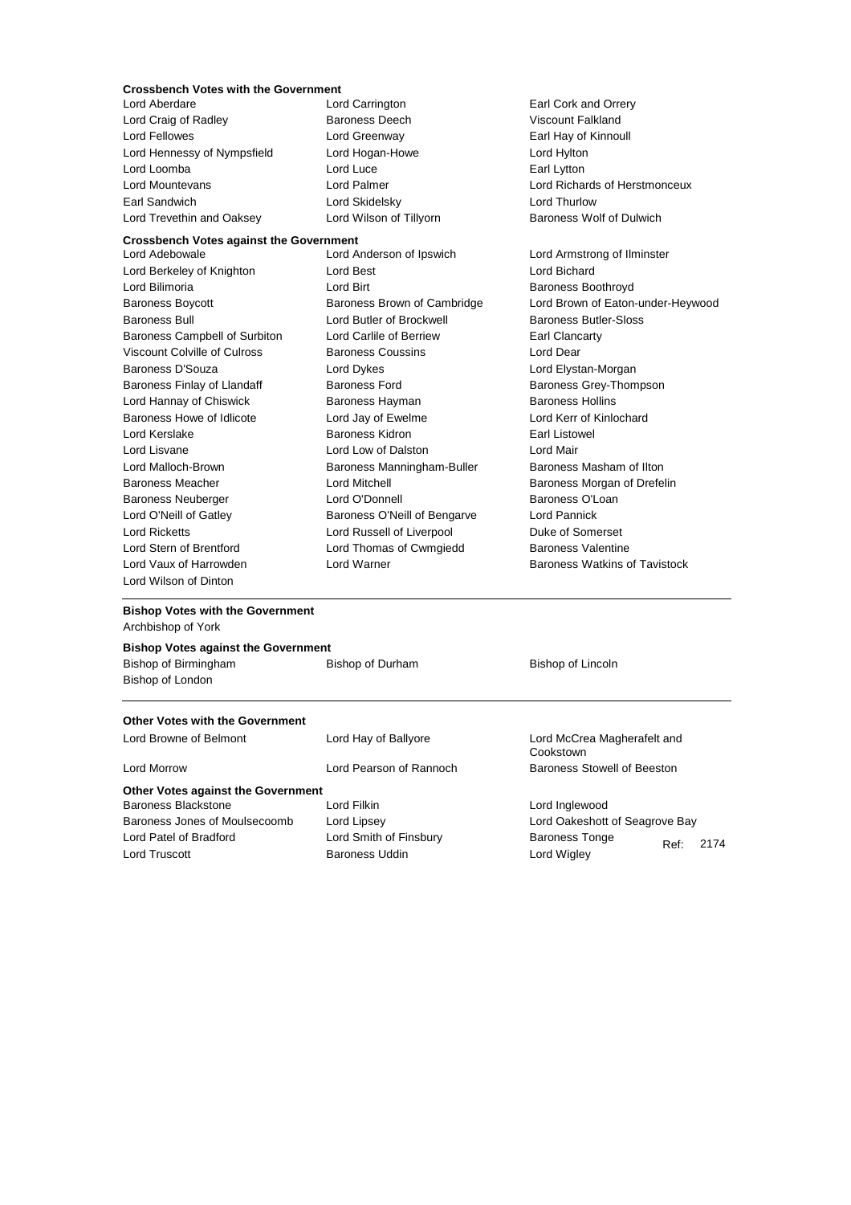**Crossbench Votes with the Government**

Lord Aberdare, Lord Carrington, Earl Cork and Orrery, Lord Craig of Radley, Baroness Deech, Viscount Falkland, Lord Fellowes, Lord Greenway, Earl Hay of Kinnoull, Lord Hennessy of Nympsfield, Lord Hogan-Howe, Lord Hylton, Lord Loomba, Lord Luce, Earl Lytton, Lord Mountevans, Lord Palmer, Lord Richards of Herstmonceux, Earl Sandwich, Lord Skidelsky, Lord Thurlow, Lord Trevethin and Oaksey, Lord Wilson of Tillyorn, Baroness Wolf of Dulwich

**Crossbench Votes against the Government**

Lord Adebowale, Lord Anderson of Ipswich, Lord Armstrong of Ilminster, Lord Berkeley of Knighton, Lord Best, Lord Bichard, Lord Bilimoria, Lord Birt, Baroness Boothroyd, Baroness Boycott, Baroness Brown of Cambridge, Lord Brown of Eaton-under-Heywood, Baroness Bull, Lord Butler of Brockwell, Baroness Butler-Sloss, Baroness Campbell of Surbiton, Lord Carlile of Berriew, Earl Clancarty, Viscount Colville of Culross, Baroness Coussins, Lord Dear, Baroness D'Souza, Lord Dykes, Lord Elystan-Morgan, Baroness Finlay of Llandaff, Baroness Ford, Baroness Grey-Thompson, Lord Hannay of Chiswick, Baroness Hayman, Baroness Hollins, Baroness Howe of Idlicote, Lord Jay of Ewelme, Lord Kerr of Kinlochard, Lord Kerslake, Baroness Kidron, Earl Listowel, Lord Lisvane, Lord Low of Dalston, Lord Mair, Lord Malloch-Brown, Baroness Manningham-Buller, Baroness Masham of Ilton, Baroness Meacher, Lord Mitchell, Baroness Morgan of Drefelin, Baroness Neuberger, Lord O'Donnell, Baroness O'Loan, Lord O'Neill of Gatley, Baroness O'Neill of Bengarve, Lord Pannick, Lord Ricketts, Lord Russell of Liverpool, Duke of Somerset, Lord Stern of Brentford, Lord Thomas of Cwmgiedd, Baroness Valentine, Lord Vaux of Harrowden, Lord Warner, Baroness Watkins of Tavistock, Lord Wilson of Dinton

**Bishop Votes with the Government**

Archbishop of York

**Bishop Votes against the Government**

Bishop of Birmingham, Bishop of Durham, Bishop of Lincoln, Bishop of London

**Other Votes with the Government**

Lord Browne of Belmont, Lord Hay of Ballyore, Lord McCrea Magherafelt and Cookstown, Lord Morrow, Lord Pearson of Rannoch, Baroness Stowell of Beeston

**Other Votes against the Government**

Baroness Blackstone, Lord Filkin, Lord Inglewood, Baroness Jones of Moulsecoomb, Lord Lipsey, Lord Oakeshott of Seagrove Bay, Lord Patel of Bradford, Lord Smith of Finsbury, Baroness Tonge, Lord Truscott, Baroness Uddin, Lord Wigley

Ref: 2174